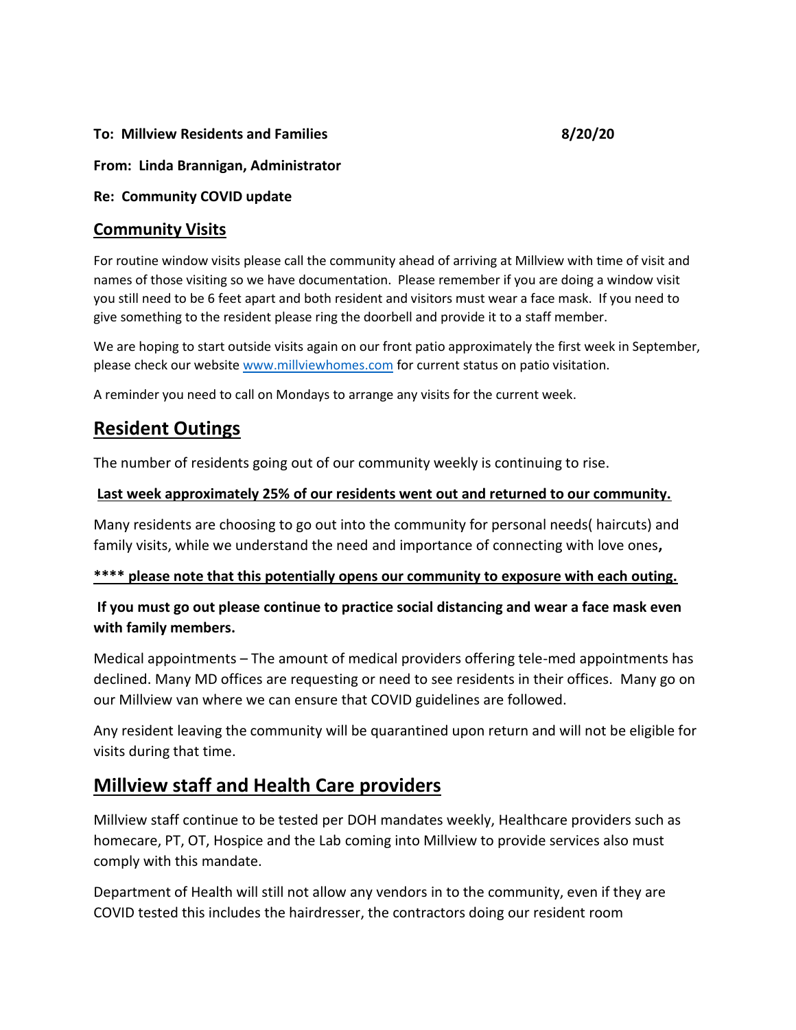**To: Millview Residents and Families** **8/20/20**

**From: Linda Brannigan, Administrator**

**Re: Community COVID update**

## Community Visits

For routine window visits please call the community ahead of arriving at Millview with time of visit and names of those visiting so we have documentation. Please remember if you are doing a window visit you still need to be 6 feet apart and both resident and visitors must wear a face mask. If you need to give something to the resident please ring the doorbell and provide it to a staff member.

We are hoping to start outside visits again on our front patio approximately the first week in September, please check our website [www.millviewhomes.com](http://www.millviewhomes.com) for current status on patio visitation.

A reminder you need to call on Mondays to arrange any visits for the current week.

## Resident Outings

The number of residents going out of our community weekly is continuing to rise.

**Last week approximately 25% of our residents went out and returned to our community.**

Many residents are choosing to go out into the community for personal needs( haircuts) and family visits, while we understand the need and importance of connecting with love ones**,**

**\*\*\*\* please note that this potentially opens our community to exposure with each outing.**

**If you must go out please continue to practice social distancing and wear a face mask even with family members.**

Medical appointments – The amount of medical providers offering tele-med appointments has declined. Many MD offices are requesting or need to see residents in their offices. Many go on our Millview van where we can ensure that COVID guidelines are followed.

Any resident leaving the community will be quarantined upon return and will not be eligible for visits during that time.

## Millview staff and Health Care providers

Millview staff continue to be tested per DOH mandates weekly, Healthcare providers such as homecare, PT, OT, Hospice and the Lab coming into Millview to provide services also must comply with this mandate.

Department of Health will still not allow any vendors in to the community, even if they are COVID tested this includes the hairdresser, the contractors doing our resident room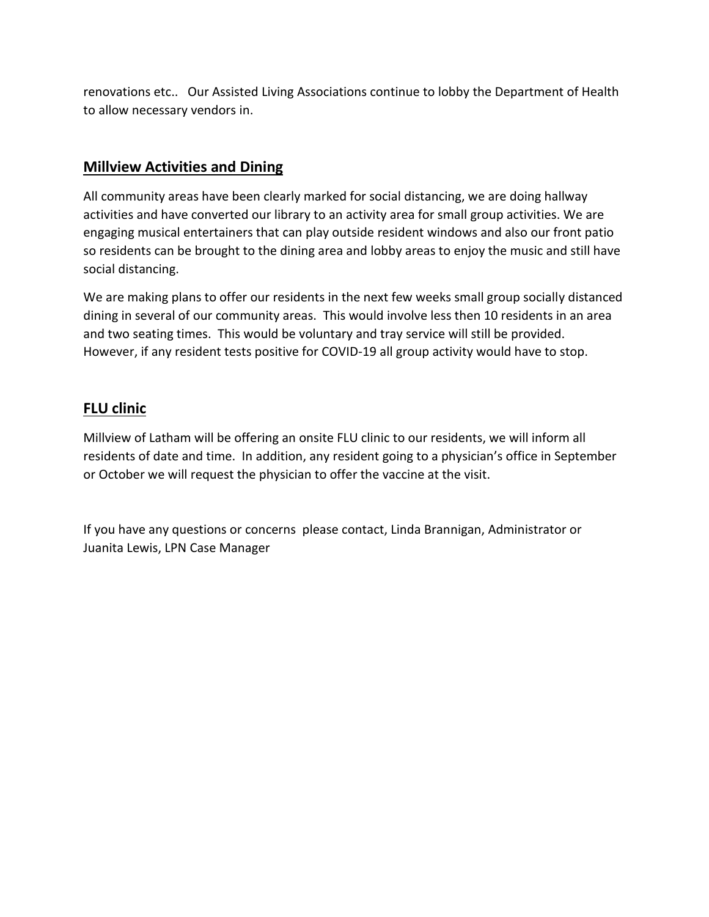renovations etc.. Our Assisted Living Associations continue to lobby the Department of Health to allow necessary vendors in.

## Millview Activities and Dining

All community areas have been clearly marked for social distancing, we are doing hallway activities and have converted our library to an activity area for small group activities. We are engaging musical entertainers that can play outside resident windows and also our front patio so residents can be brought to the dining area and lobby areas to enjoy the music and still have social distancing.

We are making plans to offer our residents in the next few weeks small group socially distanced dining in several of our community areas. This would involve less then 10 residents in an area and two seating times. This would be voluntary and tray service will still be provided. However, if any resident tests positive for COVID-19 all group activity would have to stop.

## FLU clinic

Millview of Latham will be offering an onsite FLU clinic to our residents, we will inform all residents of date and time. In addition, any resident going to a physician's office in September or October we will request the physician to offer the vaccine at the visit.

If you have any questions or concerns please contact, Linda Brannigan, Administrator or Juanita Lewis, LPN Case Manager